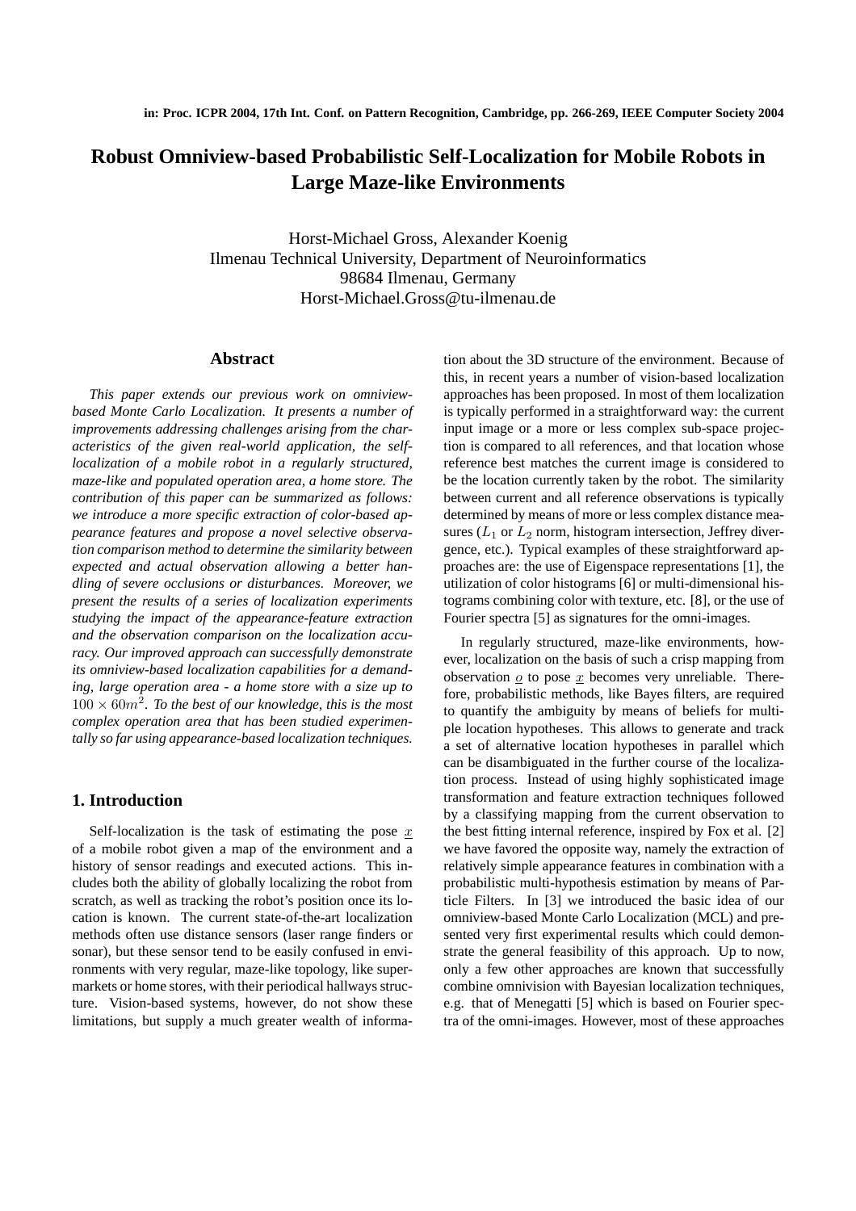in: Proc. ICPR 2004, 17th Int. Conf. on Pattern Recognition, Cambridge, pp. 266-269, IEEE Computer Society 2004

# Robust Omniview-based Probabilistic Self-Localization for Mobile Robots in Large Maze-like Environments

Horst-Michael Gross, Alexander Koenig
Ilmenau Technical University, Department of Neuroinformatics
98684 Ilmenau, Germany
Horst-Michael.Gross@tu-ilmenau.de

## Abstract

*This paper extends our previous work on omniview-based Monte Carlo Localization. It presents a number of improvements addressing challenges arising from the characteristics of the given real-world application, the self-localization of a mobile robot in a regularly structured, maze-like and populated operation area, a home store. The contribution of this paper can be summarized as follows: we introduce a more specific extraction of color-based appearance features and propose a novel selective observation comparison method to determine the similarity between expected and actual observation allowing a better handling of severe occlusions or disturbances. Moreover, we present the results of a series of localization experiments studying the impact of the appearance-feature extraction and the observation comparison on the localization accuracy. Our improved approach can successfully demonstrate its omniview-based localization capabilities for a demanding, large operation area - a home store with a size up to* $100 \times 60m^2$. *To the best of our knowledge, this is the most complex operation area that has been studied experimentally so far using appearance-based localization techniques.*

## 1. Introduction

Self-localization is the task of estimating the pose $\underline{x}$ of a mobile robot given a map of the environment and a history of sensor readings and executed actions. This includes both the ability of globally localizing the robot from scratch, as well as tracking the robot's position once its location is known. The current state-of-the-art localization methods often use distance sensors (laser range finders or sonar), but these sensor tend to be easily confused in environments with very regular, maze-like topology, like supermarkets or home stores, with their periodical hallways structure. Vision-based systems, however, do not show these limitations, but supply a much greater wealth of information about the 3D structure of the environment. Because of this, in recent years a number of vision-based localization approaches has been proposed. In most of them localization is typically performed in a straightforward way: the current input image or a more or less complex sub-space projection is compared to all references, and that location whose reference best matches the current image is considered to be the location currently taken by the robot. The similarity between current and all reference observations is typically determined by means of more or less complex distance measures ($L_1$ or $L_2$ norm, histogram intersection, Jeffrey divergence, etc.). Typical examples of these straightforward approaches are: the use of Eigenspace representations [1], the utilization of color histograms [6] or multi-dimensional histograms combining color with texture, etc. [8], or the use of Fourier spectra [5] as signatures for the omni-images.

In regularly structured, maze-like environments, however, localization on the basis of such a crisp mapping from observation $\underline{o}$ to pose $\underline{x}$ becomes very unreliable. Therefore, probabilistic methods, like Bayes filters, are required to quantify the ambiguity by means of beliefs for multiple location hypotheses. This allows to generate and track a set of alternative location hypotheses in parallel which can be disambiguated in the further course of the localization process. Instead of using highly sophisticated image transformation and feature extraction techniques followed by a classifying mapping from the current observation to the best fitting internal reference, inspired by Fox et al. [2] we have favored the opposite way, namely the extraction of relatively simple appearance features in combination with a probabilistic multi-hypothesis estimation by means of Particle Filters. In [3] we introduced the basic idea of our omniview-based Monte Carlo Localization (MCL) and presented very first experimental results which could demonstrate the general feasibility of this approach. Up to now, only a few other approaches are known that successfully combine omnivision with Bayesian localization techniques, e.g. that of Menegatti [5] which is based on Fourier spectra of the omni-images. However, most of these approaches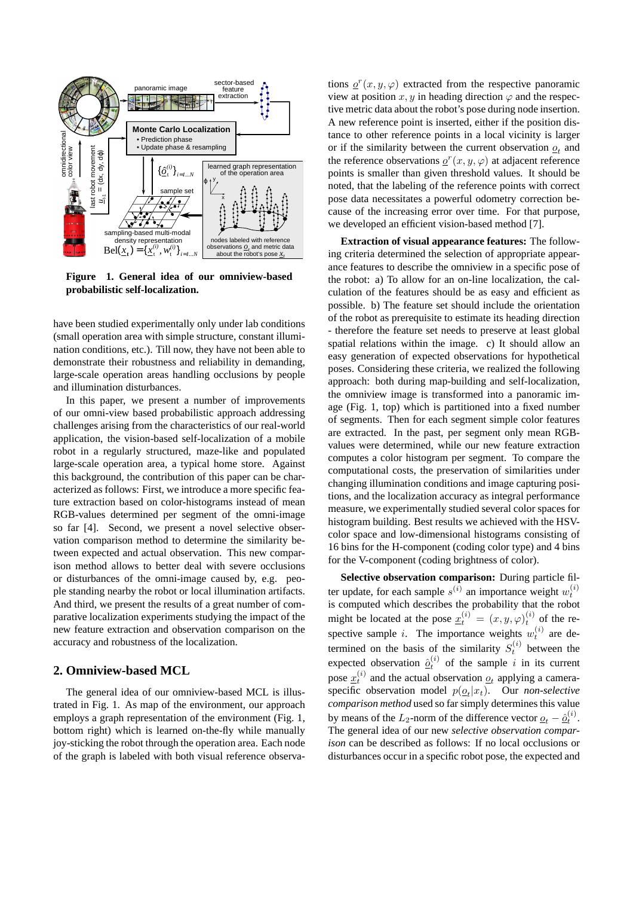Figure 1. General idea of our omniview-based probabilistic self-localization.

have been studied experimentally only under lab conditions (small operation area with simple structure, constant illumination conditions, etc.). Till now, they have not been able to demonstrate their robustness and reliability in demanding, large-scale operation areas handling occlusions by people and illumination disturbances.

In this paper, we present a number of improvements of our omni-view based probabilistic approach addressing challenges arising from the characteristics of our real-world application, the vision-based self-localization of a mobile robot in a regularly structured, maze-like and populated large-scale operation area, a typical home store. Against this background, the contribution of this paper can be characterized as follows: First, we introduce a more specific feature extraction based on color-histograms instead of mean RGB-values determined per segment of the omni-image so far [4]. Second, we present a novel selective observation comparison method to determine the similarity between expected and actual observation. This new comparison method allows to better deal with severe occlusions or disturbances of the omni-image caused by, e.g. people standing nearby the robot or local illumination artifacts. And third, we present the results of a great number of comparative localization experiments studying the impact of the new feature extraction and observation comparison on the accuracy and robustness of the localization.

## 2. Omniview-based MCL

The general idea of our omniview-based MCL is illustrated in Fig. 1. As map of the environment, our approach employs a graph representation of the environment (Fig. 1, bottom right) which is learned on-the-fly while manually joy-sticking the robot through the operation area. Each node of the graph is labeled with both visual reference observations $\underline{o}^r(x, y, \varphi)$ extracted from the respective panoramic view at position $x, y$ in heading direction $\varphi$ and the respective metric data about the robot's pose during node insertion. A new reference point is inserted, either if the position distance to other reference points in a local vicinity is larger or if the similarity between the current observation $\underline{o}_t$ and the reference observations $\underline{o}^r(x, y, \varphi)$ at adjacent reference points is smaller than given threshold values. It should be noted, that the labeling of the reference points with correct pose data necessitates a powerful odometry correction because of the increasing error over time. For that purpose, we developed an efficient vision-based method [7].

**Extraction of visual appearance features:** The following criteria determined the selection of appropriate appearance features to describe the omniview in a specific pose of the robot: a) To allow for an on-line localization, the calculation of the features should be as easy and efficient as possible. b) The feature set should include the orientation of the robot as prerequisite to estimate its heading direction - therefore the feature set needs to preserve at least global spatial relations within the image. c) It should allow an easy generation of expected observations for hypothetical poses. Considering these criteria, we realized the following approach: both during map-building and self-localization, the omniview image is transformed into a panoramic image (Fig. 1, top) which is partitioned into a fixed number of segments. Then for each segment simple color features are extracted. In the past, per segment only mean RGB-values were determined, while our new feature extraction computes a color histogram per segment. To compare the computational costs, the preservation of similarities under changing illumination conditions and image capturing positions, and the localization accuracy as integral performance measure, we experimentally studied several color spaces for histogram building. Best results we achieved with the HSV-color space and low-dimensional histograms consisting of 16 bins for the H-component (coding color type) and 4 bins for the V-component (coding brightness of color).

**Selective observation comparison:** During particle filter update, for each sample $s^{(i)}$ an importance weight $w_t^{(i)}$ is computed which describes the probability that the robot might be located at the pose $\underline{x}_t^{(i)} = (x, y, \varphi)_t^{(i)}$ of the respective sample $i$. The importance weights $w_t^{(i)}$ are determined on the basis of the similarity $S_t^{(i)}$ between the expected observation $\hat{\underline{o}}_t^{(i)}$ of the sample $i$ in its current pose $\underline{x}_t^{(i)}$ and the actual observation $\underline{o}_t$ applying a camera-specific observation model $p(\underline{o}_t|x_t)$. Our *non-selective comparison method* used so far simply determines this value by means of the $L_2$-norm of the difference vector $\underline{o}_t - \hat{\underline{o}}_t^{(i)}$. The general idea of our new *selective observation comparison* can be described as follows: If no local occlusions or disturbances occur in a specific robot pose, the expected and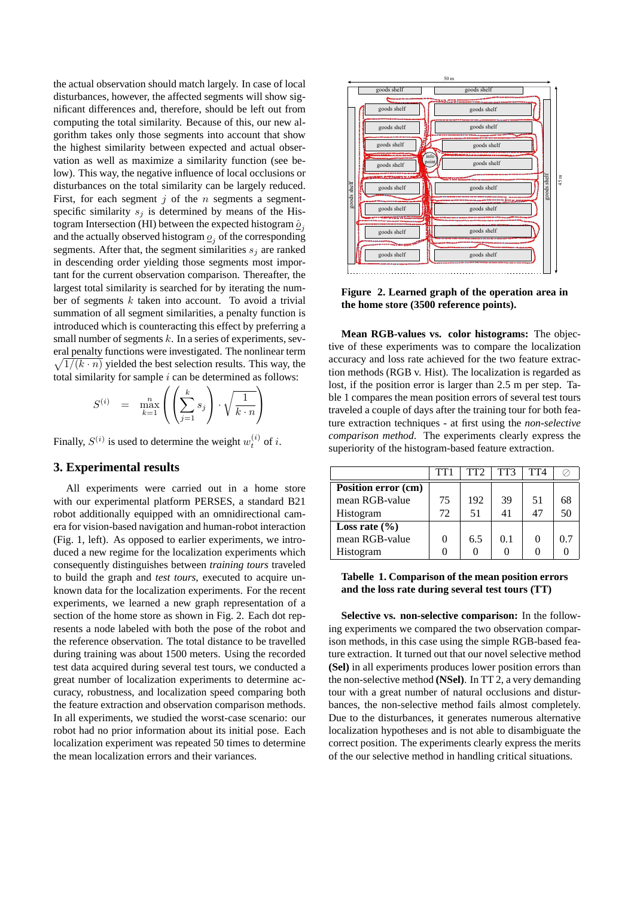the actual observation should match largely. In case of local disturbances, however, the affected segments will show significant differences and, therefore, should be left out from computing the total similarity. Because of this, our new algorithm takes only those segments into account that show the highest similarity between expected and actual observation as well as maximize a similarity function (see below). This way, the negative influence of local occlusions or disturbances on the total similarity can be largely reduced. First, for each segment $j$ of the $n$ segments a segment-specific similarity $s_j$ is determined by means of the Histogram Intersection (HI) between the expected histogram $\hat{\underline{o}}_j$ and the actually observed histogram $\underline{o}_j$ of the corresponding segments. After that, the segment similarities $s_j$ are ranked in descending order yielding those segments most important for the current observation comparison. Thereafter, the largest total similarity is searched for by iterating the number of segments $k$ taken into account. To avoid a trivial summation of all segment similarities, a penalty function is introduced which is counteracting this effect by preferring a small number of segments $k$. In a series of experiments, several penalty functions were investigated. The nonlinear term $\sqrt{1/(k \cdot n)}$ yielded the best selection results. This way, the total similarity for sample $i$ can be determined as follows:

$$S^{(i)} = \max_{k=1}^{n} \left( \left( \sum_{j=1}^{k} s_j \right) \cdot \sqrt{\frac{1}{k \cdot n}} \right)$$

Finally, $S^{(i)}$ is used to determine the weight $w_t^{(i)}$ of $i$.

## 3. Experimental results

All experiments were carried out in a home store with our experimental platform PERSES, a standard B21 robot additionally equipped with an omnidirectional camera for vision-based navigation and human-robot interaction (Fig. 1, left). As opposed to earlier experiments, we introduced a new regime for the localization experiments which consequently distinguishes between *training tours* traveled to build the graph and *test tours*, executed to acquire unknown data for the localization experiments. For the recent experiments, we learned a new graph representation of a section of the home store as shown in Fig. 2. Each dot represents a node labeled with both the pose of the robot and the reference observation. The total distance to be travelled during training was about 1500 meters. Using the recorded test data acquired during several test tours, we conducted a great number of localization experiments to determine accuracy, robustness, and localization speed comparing both the feature extraction and observation comparison methods. In all experiments, we studied the worst-case scenario: our robot had no prior information about its initial pose. Each localization experiment was repeated 50 times to determine the mean localization errors and their variances.

**Figure 2. Learned graph of the operation area in the home store (3500 reference points).**

**Mean RGB-values vs. color histograms:** The objective of these experiments was to compare the localization accuracy and loss rate achieved for the two feature extraction methods (RGB v. Hist). The localization is regarded as lost, if the position error is larger than 2.5 m per step. Table 1 compares the mean position errors of several test tours traveled a couple of days after the training tour for both feature extraction techniques - at first using the *non-selective comparison method*. The experiments clearly express the superiority of the histogram-based feature extraction.

| | TT1 | TT2 | TT3 | TT4 | ⊘ |
|---|---|---|---|---|---|
| **Position error (cm)** | | | | | |
| mean RGB-value | 75 | 192 | 39 | 51 | 68 |
| Histogram | 72 | 51 | 41 | 47 | 50 |
| **Loss rate (%)** | | | | | |
| mean RGB-value | 0 | 6.5 | 0.1 | 0 | 0.7 |
| Histogram | 0 | 0 | 0 | 0 | 0 |

**Tabelle 1. Comparison of the mean position errors and the loss rate during several test tours (TT)**

**Selective vs. non-selective comparison:** In the following experiments we compared the two observation comparison methods, in this case using the simple RGB-based feature extraction. It turned out that our novel selective method **(Sel)** in all experiments produces lower position errors than the non-selective method **(NSel)**. In TT 2, a very demanding tour with a great number of natural occlusions and disturbances, the non-selective method fails almost completely. Due to the disturbances, it generates numerous alternative localization hypotheses and is not able to disambiguate the correct position. The experiments clearly express the merits of the our selective method in handling critical situations.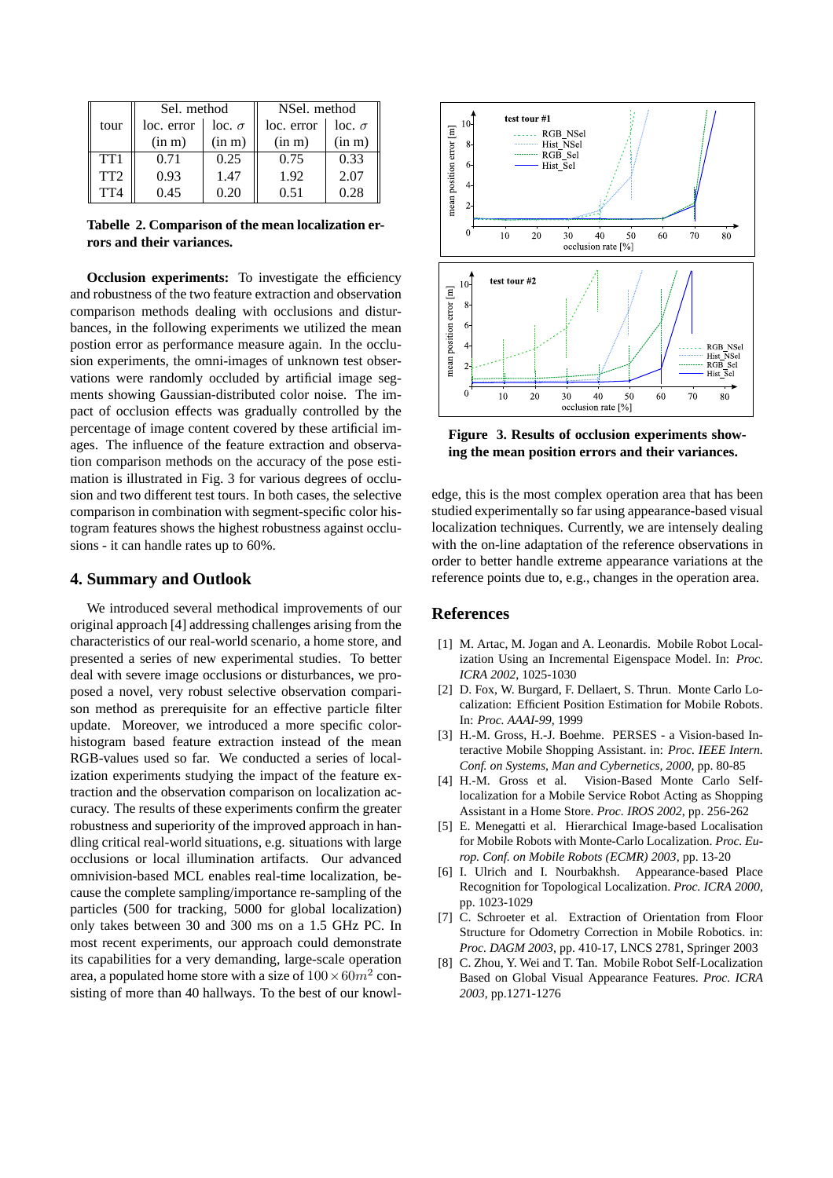| tour | Sel. method | | NSel. method | |
|---|---|---|---|---|
| | loc. error (in m) | loc. $\sigma$ (in m) | loc. error (in m) | loc. $\sigma$ (in m) |
| TT1 | 0.71 | 0.25 | 0.75 | 0.33 |
| TT2 | 0.93 | 1.47 | 1.92 | 2.07 |
| TT4 | 0.45 | 0.20 | 0.51 | 0.28 |

**Tabelle 2. Comparison of the mean localization errors and their variances.**

**Occlusion experiments:** To investigate the efficiency and robustness of the two feature extraction and observation comparison methods dealing with occlusions and disturbances, in the following experiments we utilized the mean postion error as performance measure again. In the occlusion experiments, the omni-images of unknown test observations were randomly occluded by artificial image segments showing Gaussian-distributed color noise. The impact of occlusion effects was gradually controlled by the percentage of image content covered by these artificial images. The influence of the feature extraction and observation comparison methods on the accuracy of the pose estimation is illustrated in Fig. 3 for various degrees of occlusion and two different test tours. In both cases, the selective comparison in combination with segment-specific color histogram features shows the highest robustness against occlusions - it can handle rates up to 60%.

test tour #1
mean position error [m]
occlusion rate [%]
RGB_NSel
Hist_NSel
RGB_Sel
Hist_Sel
0 10 20 30 40 50 60 70 80
2 4 6 8 10

test tour #2
mean position error [m]
occlusion rate [%]
RGB_NSel
Hist_NSel
RGB_Sel
Hist_Sel
0 10 20 30 40 50 60 70 80
2 4 6 8 10

**Figure 3. Results of occlusion experiments showing the mean position errors and their variances.**

## 4. Summary and Outlook

We introduced several methodical improvements of our original approach [4] addressing challenges arising from the characteristics of our real-world scenario, a home store, and presented a series of new experimental studies. To better deal with severe image occlusions or disturbances, we proposed a novel, very robust selective observation comparison method as prerequisite for an effective particle filter update. Moreover, we introduced a more specific color-histogram based feature extraction instead of the mean RGB-values used so far. We conducted a series of localization experiments studying the impact of the feature extraction and the observation comparison on localization accuracy. The results of these experiments confirm the greater robustness and superiority of the improved approach in handling critical real-world situations, e.g. situations with large occlusions or local illumination artifacts. Our advanced omnivision-based MCL enables real-time localization, because the complete sampling/importance re-sampling of the particles (500 for tracking, 5000 for global localization) only takes between 30 and 300 ms on a 1.5 GHz PC. In most recent experiments, our approach could demonstrate its capabilities for a very demanding, large-scale operation area, a populated home store with a size of $100 \times 60m^2$ consisting of more than 40 hallways. To the best of our knowledge, this is the most complex operation area that has been studied experimentally so far using appearance-based visual localization techniques. Currently, we are intensely dealing with the on-line adaptation of the reference observations in order to better handle extreme appearance variations at the reference points due to, e.g., changes in the operation area.

## References

[1] M. Artac, M. Jogan and A. Leonardis. Mobile Robot Localization Using an Incremental Eigenspace Model. In: *Proc. ICRA 2002*, 1025-1030

[2] D. Fox, W. Burgard, F. Dellaert, S. Thrun. Monte Carlo Localization: Efficient Position Estimation for Mobile Robots. In: *Proc. AAAI-99*, 1999

[3] H.-M. Gross, H.-J. Boehme. PERSES - a Vision-based Interactive Mobile Shopping Assistant. in: *Proc. IEEE Intern. Conf. on Systems, Man and Cybernetics, 2000*, pp. 80-85

[4] H.-M. Gross et al. Vision-Based Monte Carlo Self-localization for a Mobile Service Robot Acting as Shopping Assistant in a Home Store. *Proc. IROS 2002*, pp. 256-262

[5] E. Menegatti et al. Hierarchical Image-based Localisation for Mobile Robots with Monte-Carlo Localization. *Proc. Europ. Conf. on Mobile Robots (ECMR) 2003*, pp. 13-20

[6] I. Ulrich and I. Nourbakhsh. Appearance-based Place Recognition for Topological Localization. *Proc. ICRA 2000*, pp. 1023-1029

[7] C. Schroeter et al. Extraction of Orientation from Floor Structure for Odometry Correction in Mobile Robotics. in: *Proc. DAGM 2003*, pp. 410-17, LNCS 2781, Springer 2003

[8] C. Zhou, Y. Wei and T. Tan. Mobile Robot Self-Localization Based on Global Visual Appearance Features. *Proc. ICRA 2003*, pp.1271-1276